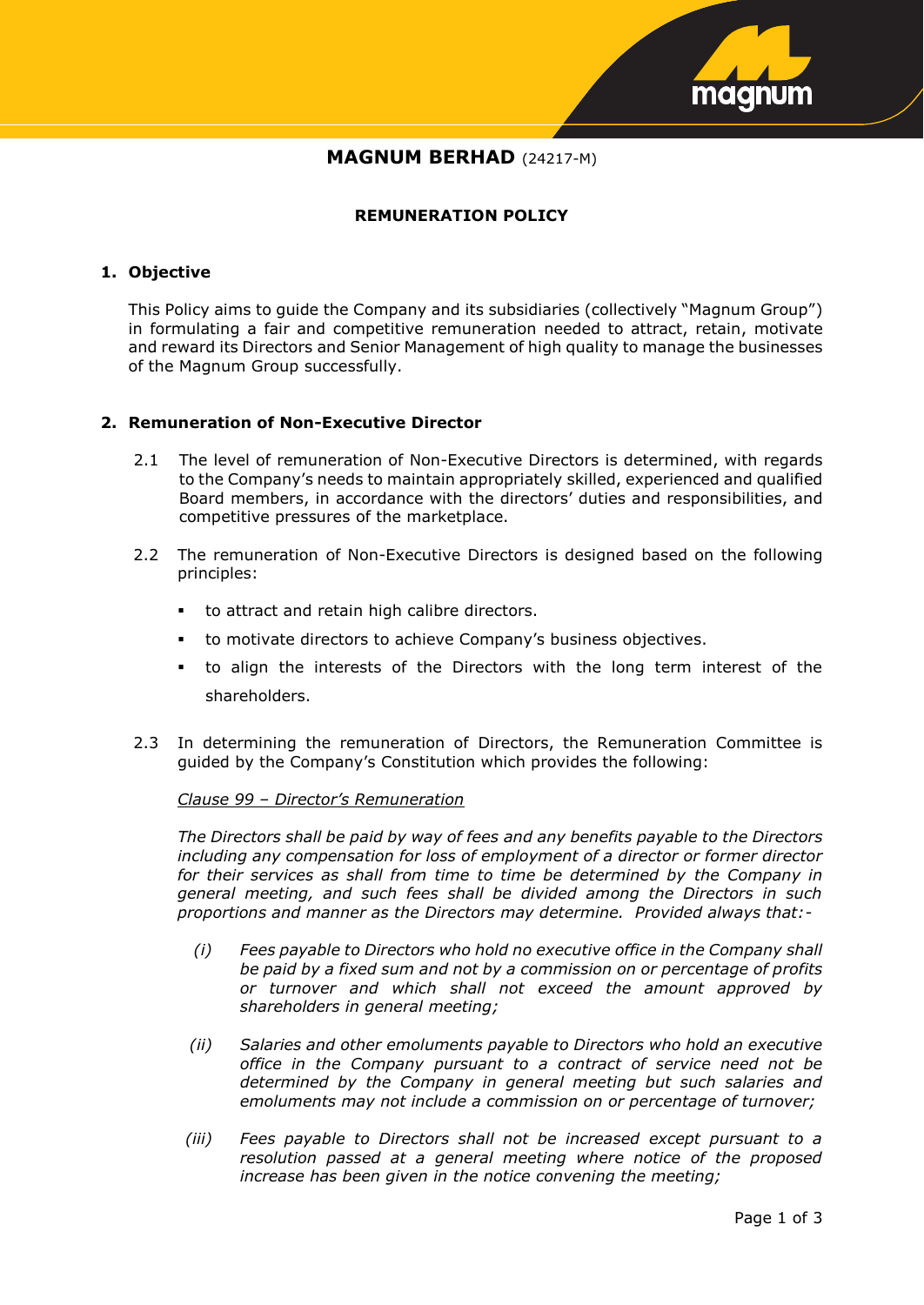# MAGNUM BERHAD (24217-M)

## REMUNERATION POLICY

### 1. Objective

This Policy aims to guide the Company and its subsidiaries (collectively "Magnum Group") in formulating a fair and competitive remuneration needed to attract, retain, motivate and reward its Directors and Senior Management of high quality to manage the businesses of the Magnum Group successfully.

### 2. Remuneration of Non-Executive Director

2.1 The level of remuneration of Non-Executive Directors is determined, with regards to the Company's needs to maintain appropriately skilled, experienced and qualified Board members, in accordance with the directors' duties and responsibilities, and competitive pressures of the marketplace.

2.2 The remuneration of Non-Executive Directors is designed based on the following principles:

- to attract and retain high calibre directors.
- to motivate directors to achieve Company's business objectives.
- to align the interests of the Directors with the long term interest of the shareholders.

2.3 In determining the remuneration of Directors, the Remuneration Committee is guided by the Company's Constitution which provides the following:

<u>*Clause 99 – Director's Remuneration*</u>

*The Directors shall be paid by way of fees and any benefits payable to the Directors including any compensation for loss of employment of a director or former director for their services as shall from time to time be determined by the Company in general meeting, and such fees shall be divided among the Directors in such proportions and manner as the Directors may determine. Provided always that:-*

*(i) Fees payable to Directors who hold no executive office in the Company shall be paid by a fixed sum and not by a commission on or percentage of profits or turnover and which shall not exceed the amount approved by shareholders in general meeting;*

*(ii) Salaries and other emoluments payable to Directors who hold an executive office in the Company pursuant to a contract of service need not be determined by the Company in general meeting but such salaries and emoluments may not include a commission on or percentage of turnover;*

*(iii) Fees payable to Directors shall not be increased except pursuant to a resolution passed at a general meeting where notice of the proposed increase has been given in the notice convening the meeting;*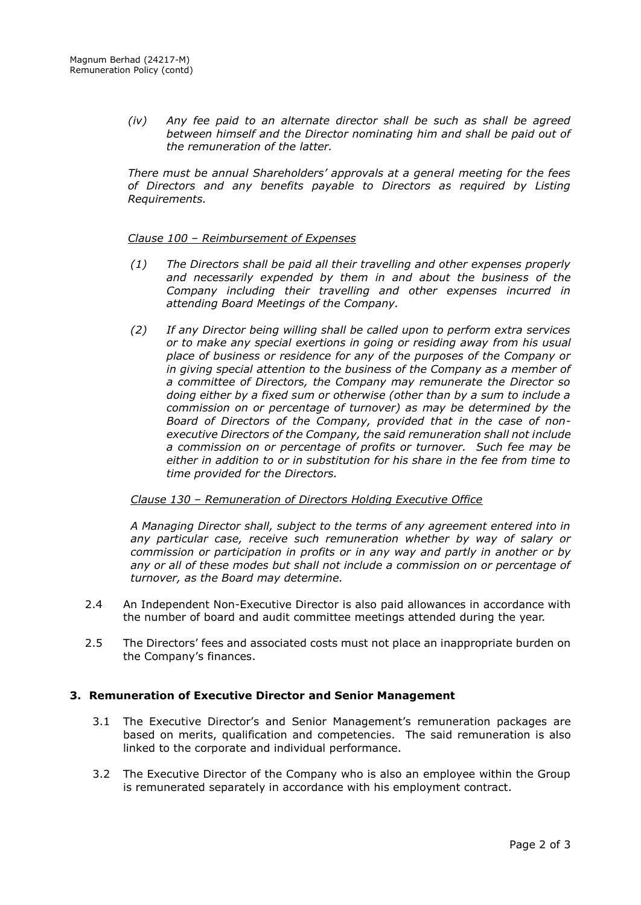*(iv) Any fee paid to an alternate director shall be such as shall be agreed between himself and the Director nominating him and shall be paid out of the remuneration of the latter.*

*There must be annual Shareholders' approvals at a general meeting for the fees of Directors and any benefits payable to Directors as required by Listing Requirements.*

*Clause 100 – Reimbursement of Expenses*

*(1) The Directors shall be paid all their travelling and other expenses properly and necessarily expended by them in and about the business of the Company including their travelling and other expenses incurred in attending Board Meetings of the Company.*

*(2) If any Director being willing shall be called upon to perform extra services or to make any special exertions in going or residing away from his usual place of business or residence for any of the purposes of the Company or in giving special attention to the business of the Company as a member of a committee of Directors, the Company may remunerate the Director so doing either by a fixed sum or otherwise (other than by a sum to include a commission on or percentage of turnover) as may be determined by the Board of Directors of the Company, provided that in the case of non-executive Directors of the Company, the said remuneration shall not include a commission on or percentage of profits or turnover. Such fee may be either in addition to or in substitution for his share in the fee from time to time provided for the Directors.*

*Clause 130 – Remuneration of Directors Holding Executive Office*

*A Managing Director shall, subject to the terms of any agreement entered into in any particular case, receive such remuneration whether by way of salary or commission or participation in profits or in any way and partly in another or by any or all of these modes but shall not include a commission on or percentage of turnover, as the Board may determine.*

2.4 An Independent Non-Executive Director is also paid allowances in accordance with the number of board and audit committee meetings attended during the year.

2.5 The Directors' fees and associated costs must not place an inappropriate burden on the Company's finances.

## 3. Remuneration of Executive Director and Senior Management

3.1 The Executive Director's and Senior Management's remuneration packages are based on merits, qualification and competencies. The said remuneration is also linked to the corporate and individual performance.

3.2 The Executive Director of the Company who is also an employee within the Group is remunerated separately in accordance with his employment contract.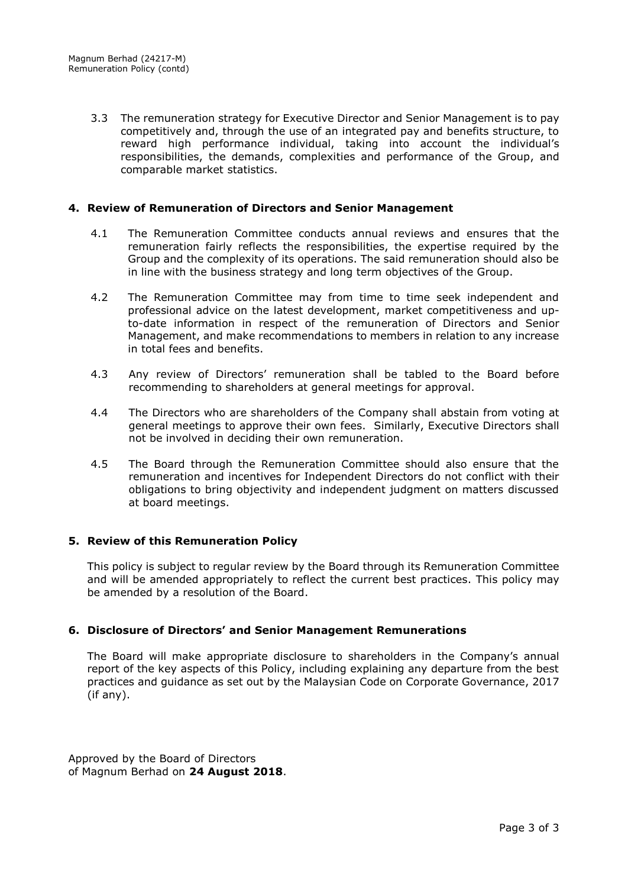3.3 The remuneration strategy for Executive Director and Senior Management is to pay competitively and, through the use of an integrated pay and benefits structure, to reward high performance individual, taking into account the individual's responsibilities, the demands, complexities and performance of the Group, and comparable market statistics.

## 4. Review of Remuneration of Directors and Senior Management

4.1 The Remuneration Committee conducts annual reviews and ensures that the remuneration fairly reflects the responsibilities, the expertise required by the Group and the complexity of its operations. The said remuneration should also be in line with the business strategy and long term objectives of the Group.

4.2 The Remuneration Committee may from time to time seek independent and professional advice on the latest development, market competitiveness and up-to-date information in respect of the remuneration of Directors and Senior Management, and make recommendations to members in relation to any increase in total fees and benefits.

4.3 Any review of Directors' remuneration shall be tabled to the Board before recommending to shareholders at general meetings for approval.

4.4 The Directors who are shareholders of the Company shall abstain from voting at general meetings to approve their own fees. Similarly, Executive Directors shall not be involved in deciding their own remuneration.

4.5 The Board through the Remuneration Committee should also ensure that the remuneration and incentives for Independent Directors do not conflict with their obligations to bring objectivity and independent judgment on matters discussed at board meetings.

## 5. Review of this Remuneration Policy

This policy is subject to regular review by the Board through its Remuneration Committee and will be amended appropriately to reflect the current best practices. This policy may be amended by a resolution of the Board.

## 6. Disclosure of Directors' and Senior Management Remunerations

The Board will make appropriate disclosure to shareholders in the Company's annual report of the key aspects of this Policy, including explaining any departure from the best practices and guidance as set out by the Malaysian Code on Corporate Governance, 2017 (if any).

Approved by the Board of Directors
of Magnum Berhad on **24 August 2018**.